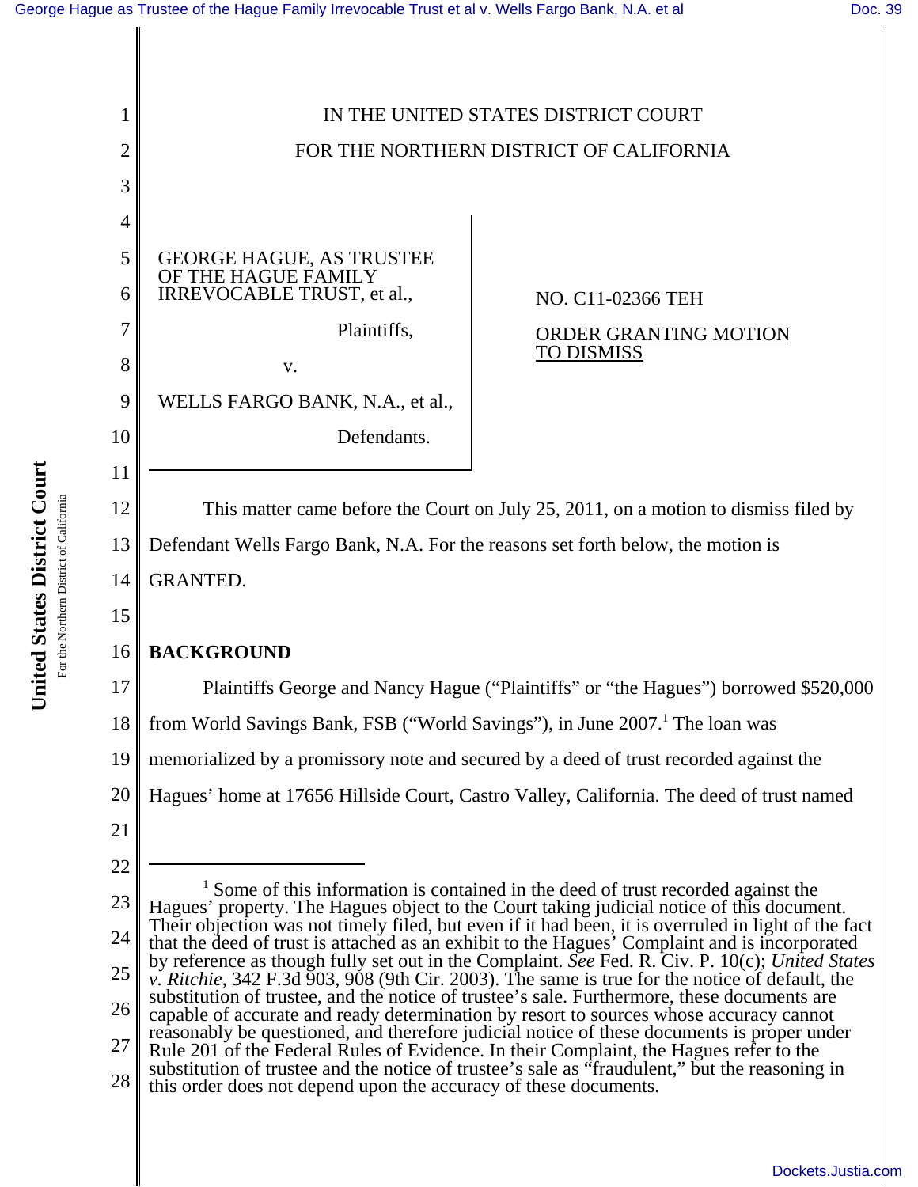IN THE UNITED STATES DISTRICT COURT

FOR THE NORTHERN DISTRICT OF CALIFORNIA

GEORGE HAGUE, AS TRUSTEE OF THE HAGUE FAMILY IRREVOCABLE TRUST, et al.,

Plaintiffs,

v.

WELLS FARGO BANK, N.A., et al.,

Defendants.

NO. C11-02366 TEH

ORDER GRANTING MOTION TO DISMISS

This matter came before the Court on July 25, 2011, on a motion to dismiss filed by Defendant Wells Fargo Bank, N.A. For the reasons set forth below, the motion is GRANTED.

**BACKGROUND**

Plaintiffs George and Nancy Hague ("Plaintiffs" or "the Hagues") borrowed $520,000 from World Savings Bank, FSB ("World Savings"), in June 2007.[1] The loan was memorialized by a promissory note and secured by a deed of trust recorded against the Hagues' home at 17656 Hillside Court, Castro Valley, California. The deed of trust named

---

[1] Some of this information is contained in the deed of trust recorded against the Hagues' property. The Hagues object to the Court taking judicial notice of this document. Their objection was not timely filed, but even if it had been, it is overruled in light of the fact that the deed of trust is attached as an exhibit to the Hagues' Complaint and is incorporated by reference as though fully set out in the Complaint. *See* Fed. R. Civ. P. 10(c); *United States v. Ritchie*, 342 F.3d 903, 908 (9th Cir. 2003). The same is true for the notice of default, the substitution of trustee, and the notice of trustee's sale. Furthermore, these documents are capable of accurate and ready determination by resort to sources whose accuracy cannot reasonably be questioned, and therefore judicial notice of these documents is proper under Rule 201 of the Federal Rules of Evidence. In their Complaint, the Hagues refer to the substitution of trustee and the notice of trustee's sale as "fraudulent," but the reasoning in this order does not depend upon the accuracy of these documents.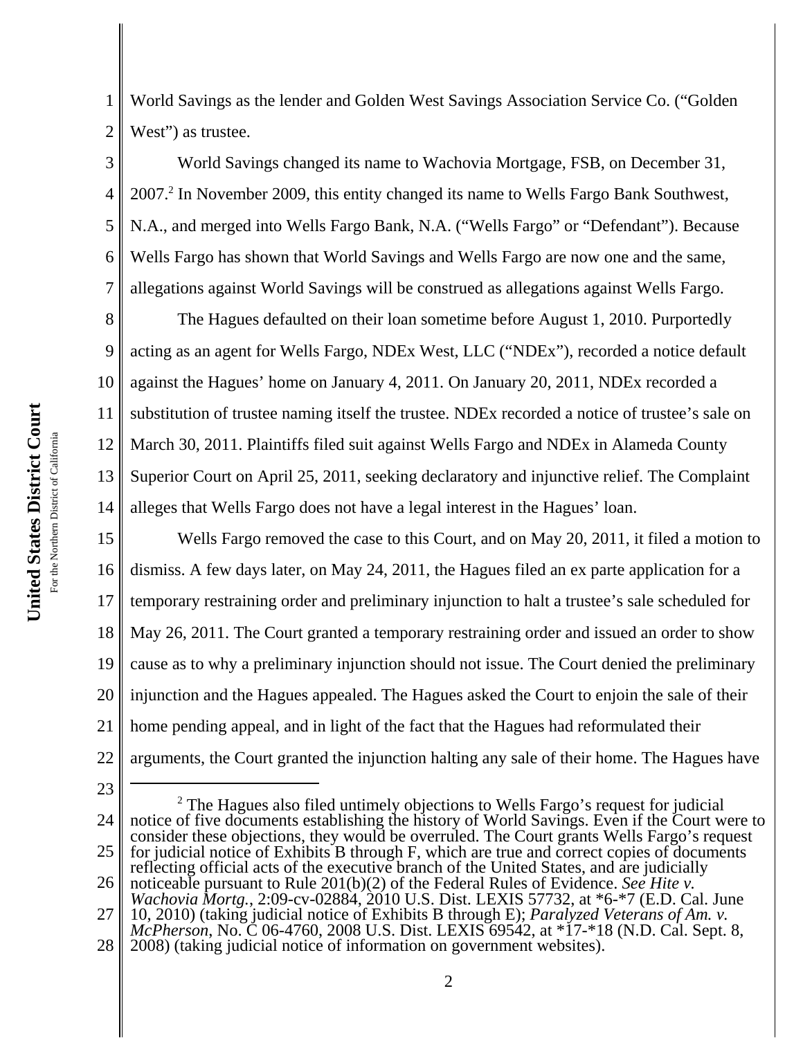World Savings as the lender and Golden West Savings Association Service Co. ("Golden West") as trustee.

World Savings changed its name to Wachovia Mortgage, FSB, on December 31, 2007.[2] In November 2009, this entity changed its name to Wells Fargo Bank Southwest, N.A., and merged into Wells Fargo Bank, N.A. ("Wells Fargo" or "Defendant"). Because Wells Fargo has shown that World Savings and Wells Fargo are now one and the same, allegations against World Savings will be construed as allegations against Wells Fargo.

The Hagues defaulted on their loan sometime before August 1, 2010. Purportedly acting as an agent for Wells Fargo, NDEx West, LLC ("NDEx"), recorded a notice default against the Hagues' home on January 4, 2011. On January 20, 2011, NDEx recorded a substitution of trustee naming itself the trustee. NDEx recorded a notice of trustee's sale on March 30, 2011. Plaintiffs filed suit against Wells Fargo and NDEx in Alameda County Superior Court on April 25, 2011, seeking declaratory and injunctive relief. The Complaint alleges that Wells Fargo does not have a legal interest in the Hagues' loan.

Wells Fargo removed the case to this Court, and on May 20, 2011, it filed a motion to dismiss. A few days later, on May 24, 2011, the Hagues filed an ex parte application for a temporary restraining order and preliminary injunction to halt a trustee's sale scheduled for May 26, 2011. The Court granted a temporary restraining order and issued an order to show cause as to why a preliminary injunction should not issue. The Court denied the preliminary injunction and the Hagues appealed. The Hagues asked the Court to enjoin the sale of their home pending appeal, and in light of the fact that the Hagues had reformulated their arguments, the Court granted the injunction halting any sale of their home. The Hagues have

---

[2] The Hagues also filed untimely objections to Wells Fargo's request for judicial notice of five documents establishing the history of World Savings. Even if the Court were to consider these objections, they would be overruled. The Court grants Wells Fargo's request for judicial notice of Exhibits B through F, which are true and correct copies of documents reflecting official acts of the executive branch of the United States, and are judicially noticeable pursuant to Rule 201(b)(2) of the Federal Rules of Evidence. *See Hite v. Wachovia Mortg.*, 2:09-cv-02884, 2010 U.S. Dist. LEXIS 57732, at *6-*7 (E.D. Cal. June 10, 2010) (taking judicial notice of Exhibits B through E); *Paralyzed Veterans of Am. v. McPherson*, No. C 06-4760, 2008 U.S. Dist. LEXIS 69542, at *17-*18 (N.D. Cal. Sept. 8, 2008) (taking judicial notice of information on government websites).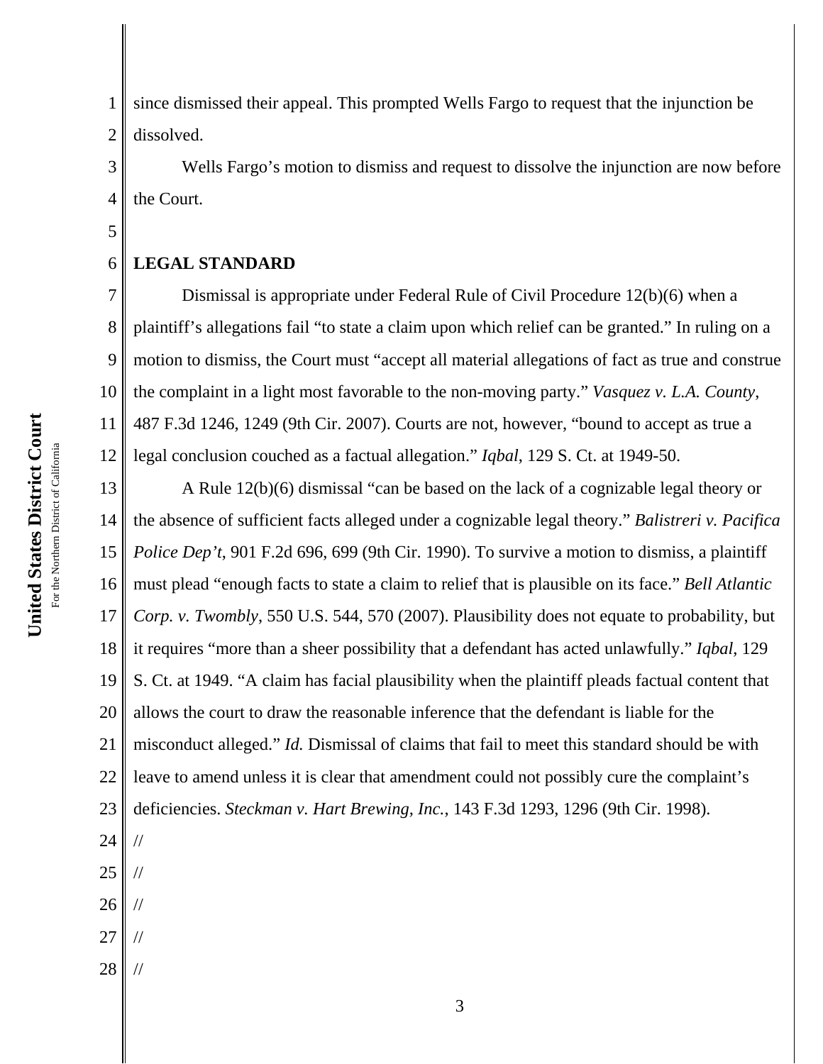since dismissed their appeal. This prompted Wells Fargo to request that the injunction be dissolved.

Wells Fargo's motion to dismiss and request to dissolve the injunction are now before the Court.

**LEGAL STANDARD**

Dismissal is appropriate under Federal Rule of Civil Procedure 12(b)(6) when a plaintiff's allegations fail "to state a claim upon which relief can be granted." In ruling on a motion to dismiss, the Court must "accept all material allegations of fact as true and construe the complaint in a light most favorable to the non-moving party." *Vasquez v. L.A. County*, 487 F.3d 1246, 1249 (9th Cir. 2007). Courts are not, however, "bound to accept as true a legal conclusion couched as a factual allegation." *Iqbal*, 129 S. Ct. at 1949-50.

A Rule 12(b)(6) dismissal "can be based on the lack of a cognizable legal theory or the absence of sufficient facts alleged under a cognizable legal theory." *Balistreri v. Pacifica Police Dep't*, 901 F.2d 696, 699 (9th Cir. 1990). To survive a motion to dismiss, a plaintiff must plead "enough facts to state a claim to relief that is plausible on its face." *Bell Atlantic Corp. v. Twombly*, 550 U.S. 544, 570 (2007). Plausibility does not equate to probability, but it requires "more than a sheer possibility that a defendant has acted unlawfully." *Iqbal*, 129 S. Ct. at 1949. "A claim has facial plausibility when the plaintiff pleads factual content that allows the court to draw the reasonable inference that the defendant is liable for the misconduct alleged." *Id.* Dismissal of claims that fail to meet this standard should be with leave to amend unless it is clear that amendment could not possibly cure the complaint's deficiencies. *Steckman v. Hart Brewing, Inc.*, 143 F.3d 1293, 1296 (9th Cir. 1998).

//

//

//

//

//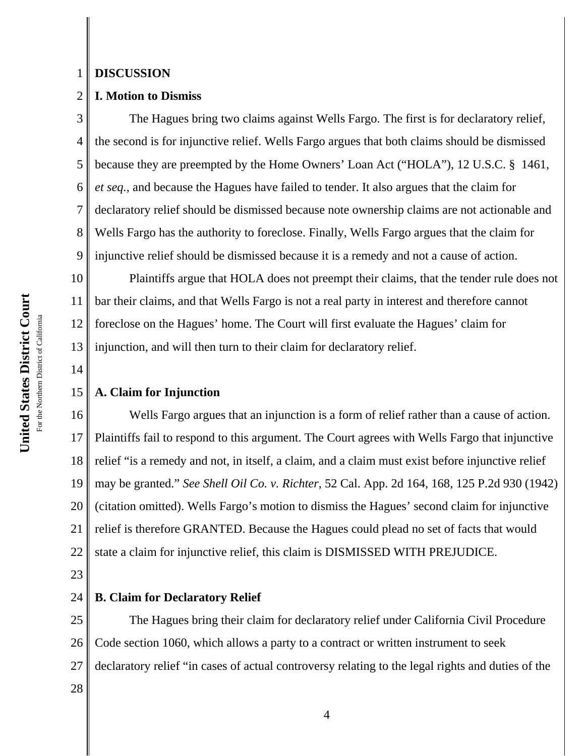## DISCUSSION

### I. Motion to Dismiss

The Hagues bring two claims against Wells Fargo. The first is for declaratory relief, the second is for injunctive relief. Wells Fargo argues that both claims should be dismissed because they are preempted by the Home Owners' Loan Act ("HOLA"), 12 U.S.C. § 1461, *et seq.*, and because the Hagues have failed to tender. It also argues that the claim for declaratory relief should be dismissed because note ownership claims are not actionable and Wells Fargo has the authority to foreclose. Finally, Wells Fargo argues that the claim for injunctive relief should be dismissed because it is a remedy and not a cause of action.

Plaintiffs argue that HOLA does not preempt their claims, that the tender rule does not bar their claims, and that Wells Fargo is not a real party in interest and therefore cannot foreclose on the Hagues' home. The Court will first evaluate the Hagues' claim for injunction, and will then turn to their claim for declaratory relief.

#### A. Claim for Injunction

Wells Fargo argues that an injunction is a form of relief rather than a cause of action. Plaintiffs fail to respond to this argument. The Court agrees with Wells Fargo that injunctive relief "is a remedy and not, in itself, a claim, and a claim must exist before injunctive relief may be granted." *See Shell Oil Co. v. Richter*, 52 Cal. App. 2d 164, 168, 125 P.2d 930 (1942) (citation omitted). Wells Fargo's motion to dismiss the Hagues' second claim for injunctive relief is therefore GRANTED. Because the Hagues could plead no set of facts that would state a claim for injunctive relief, this claim is DISMISSED WITH PREJUDICE.

#### B. Claim for Declaratory Relief

The Hagues bring their claim for declaratory relief under California Civil Procedure Code section 1060, which allows a party to a contract or written instrument to seek declaratory relief "in cases of actual controversy relating to the legal rights and duties of the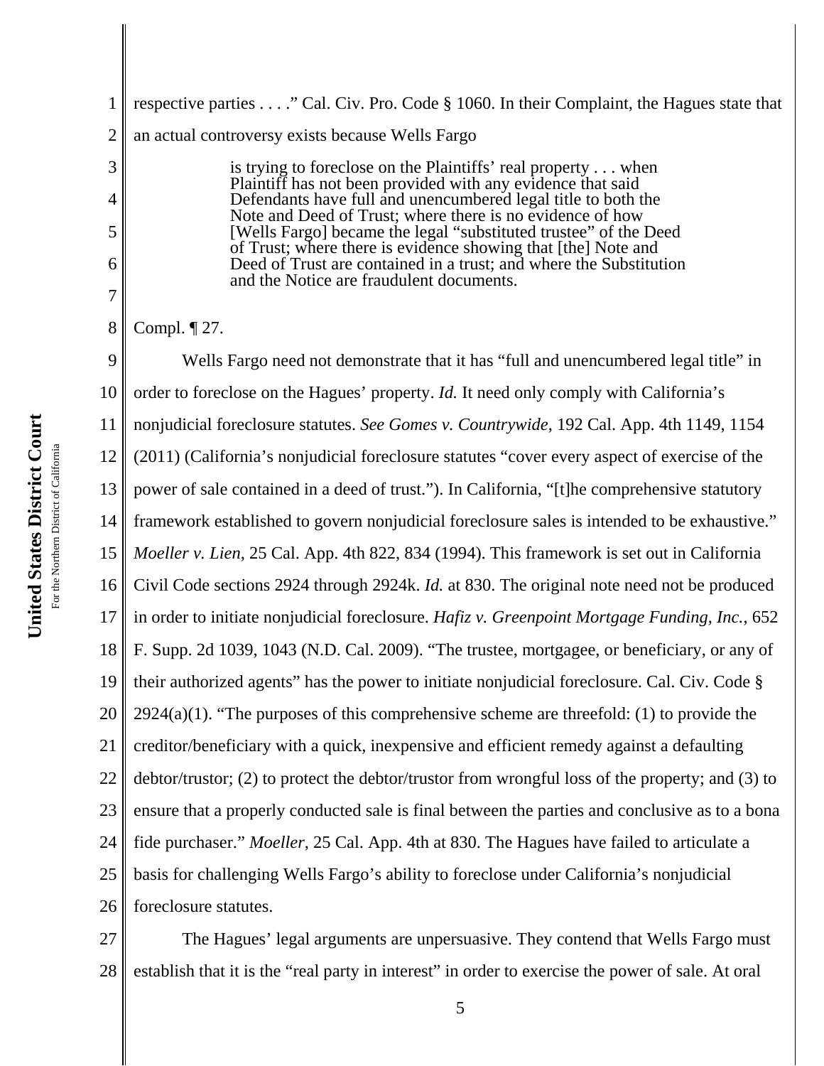respective parties . . . ." Cal. Civ. Pro. Code § 1060. In their Complaint, the Hagues state that an actual controversy exists because Wells Fargo

> is trying to foreclose on the Plaintiffs' real property . . . when Plaintiff has not been provided with any evidence that said Defendants have full and unencumbered legal title to both the Note and Deed of Trust; where there is no evidence of how [Wells Fargo] became the legal "substituted trustee" of the Deed of Trust; where there is evidence showing that [the] Note and Deed of Trust are contained in a trust; and where the Substitution and the Notice are fraudulent documents.

Compl. ¶ 27.

Wells Fargo need not demonstrate that it has "full and unencumbered legal title" in order to foreclose on the Hagues' property. *Id.* It need only comply with California's nonjudicial foreclosure statutes. *See Gomes v. Countrywide*, 192 Cal. App. 4th 1149, 1154 (2011) (California's nonjudicial foreclosure statutes "cover every aspect of exercise of the power of sale contained in a deed of trust."). In California, "[t]he comprehensive statutory framework established to govern nonjudicial foreclosure sales is intended to be exhaustive." *Moeller v. Lien*, 25 Cal. App. 4th 822, 834 (1994). This framework is set out in California Civil Code sections 2924 through 2924k. *Id.* at 830. The original note need not be produced in order to initiate nonjudicial foreclosure. *Hafiz v. Greenpoint Mortgage Funding, Inc.*, 652 F. Supp. 2d 1039, 1043 (N.D. Cal. 2009). "The trustee, mortgagee, or beneficiary, or any of their authorized agents" has the power to initiate nonjudicial foreclosure. Cal. Civ. Code § 2924(a)(1). "The purposes of this comprehensive scheme are threefold: (1) to provide the creditor/beneficiary with a quick, inexpensive and efficient remedy against a defaulting debtor/trustor; (2) to protect the debtor/trustor from wrongful loss of the property; and (3) to ensure that a properly conducted sale is final between the parties and conclusive as to a bona fide purchaser." *Moeller*, 25 Cal. App. 4th at 830. The Hagues have failed to articulate a basis for challenging Wells Fargo's ability to foreclose under California's nonjudicial foreclosure statutes.

The Hagues' legal arguments are unpersuasive. They contend that Wells Fargo must establish that it is the "real party in interest" in order to exercise the power of sale. At oral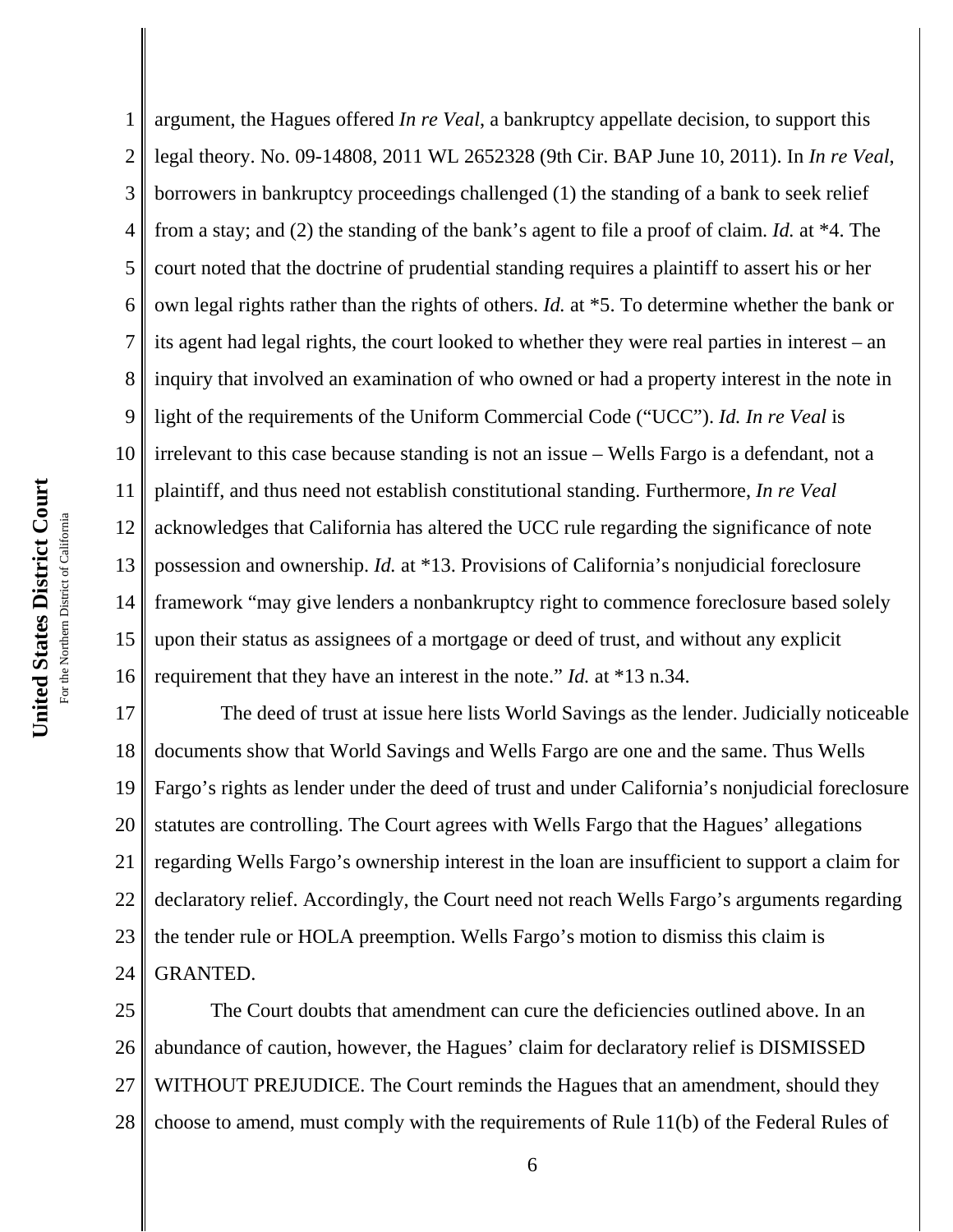argument, the Hagues offered *In re Veal*, a bankruptcy appellate decision, to support this legal theory. No. 09-14808, 2011 WL 2652328 (9th Cir. BAP June 10, 2011). In *In re Veal*, borrowers in bankruptcy proceedings challenged (1) the standing of a bank to seek relief from a stay; and (2) the standing of the bank's agent to file a proof of claim. *Id.* at *4. The court noted that the doctrine of prudential standing requires a plaintiff to assert his or her own legal rights rather than the rights of others. *Id.* at *5. To determine whether the bank or its agent had legal rights, the court looked to whether they were real parties in interest – an inquiry that involved an examination of who owned or had a property interest in the note in light of the requirements of the Uniform Commercial Code ("UCC"). *Id. In re Veal* is irrelevant to this case because standing is not an issue – Wells Fargo is a defendant, not a plaintiff, and thus need not establish constitutional standing. Furthermore, *In re Veal* acknowledges that California has altered the UCC rule regarding the significance of note possession and ownership. *Id.* at *13. Provisions of California's nonjudicial foreclosure framework "may give lenders a nonbankruptcy right to commence foreclosure based solely upon their status as assignees of a mortgage or deed of trust, and without any explicit requirement that they have an interest in the note." *Id.* at *13 n.34.

The deed of trust at issue here lists World Savings as the lender. Judicially noticeable documents show that World Savings and Wells Fargo are one and the same. Thus Wells Fargo's rights as lender under the deed of trust and under California's nonjudicial foreclosure statutes are controlling. The Court agrees with Wells Fargo that the Hagues' allegations regarding Wells Fargo's ownership interest in the loan are insufficient to support a claim for declaratory relief. Accordingly, the Court need not reach Wells Fargo's arguments regarding the tender rule or HOLA preemption. Wells Fargo's motion to dismiss this claim is GRANTED.

The Court doubts that amendment can cure the deficiencies outlined above. In an abundance of caution, however, the Hagues' claim for declaratory relief is DISMISSED WITHOUT PREJUDICE. The Court reminds the Hagues that an amendment, should they choose to amend, must comply with the requirements of Rule 11(b) of the Federal Rules of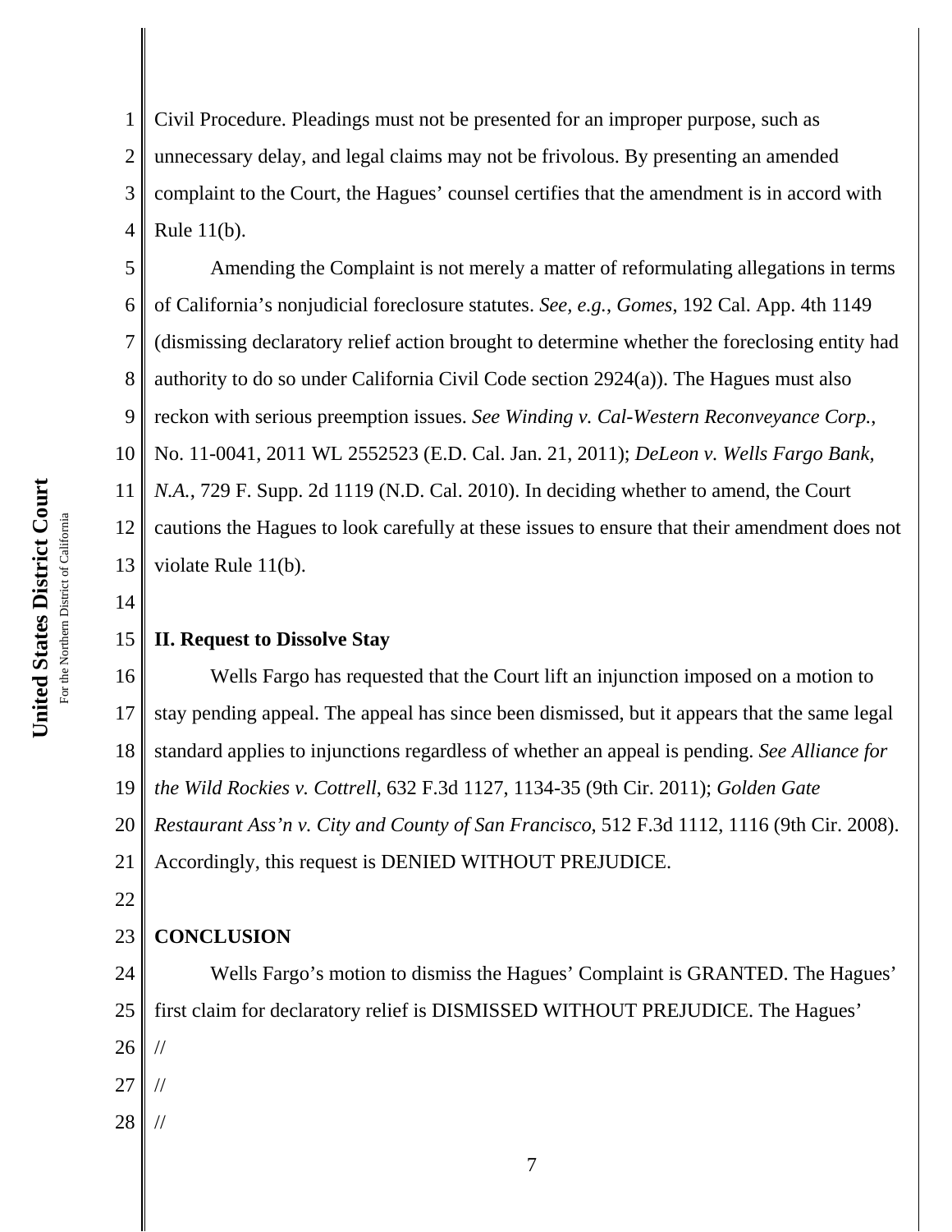Civil Procedure. Pleadings must not be presented for an improper purpose, such as unnecessary delay, and legal claims may not be frivolous. By presenting an amended complaint to the Court, the Hagues' counsel certifies that the amendment is in accord with Rule 11(b).

Amending the Complaint is not merely a matter of reformulating allegations in terms of California's nonjudicial foreclosure statutes. *See, e.g.*, *Gomes*, 192 Cal. App. 4th 1149 (dismissing declaratory relief action brought to determine whether the foreclosing entity had authority to do so under California Civil Code section 2924(a)). The Hagues must also reckon with serious preemption issues. *See Winding v. Cal-Western Reconveyance Corp.*, No. 11-0041, 2011 WL 2552523 (E.D. Cal. Jan. 21, 2011); *DeLeon v. Wells Fargo Bank, N.A.*, 729 F. Supp. 2d 1119 (N.D. Cal. 2010). In deciding whether to amend, the Court cautions the Hagues to look carefully at these issues to ensure that their amendment does not violate Rule 11(b).

**II. Request to Dissolve Stay**

Wells Fargo has requested that the Court lift an injunction imposed on a motion to stay pending appeal. The appeal has since been dismissed, but it appears that the same legal standard applies to injunctions regardless of whether an appeal is pending. *See Alliance for the Wild Rockies v. Cottrell*, 632 F.3d 1127, 1134-35 (9th Cir. 2011); *Golden Gate Restaurant Ass'n v. City and County of San Francisco*, 512 F.3d 1112, 1116 (9th Cir. 2008). Accordingly, this request is DENIED WITHOUT PREJUDICE.

**CONCLUSION**

Wells Fargo's motion to dismiss the Hagues' Complaint is GRANTED. The Hagues' first claim for declaratory relief is DISMISSED WITHOUT PREJUDICE. The Hagues'

//

//

//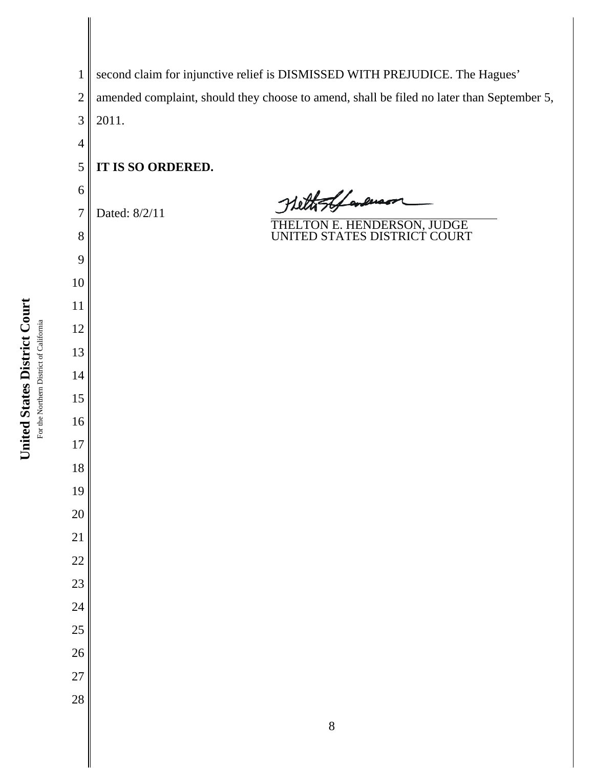second claim for injunctive relief is DISMISSED WITH PREJUDICE. The Hagues' amended complaint, should they choose to amend, shall be filed no later than September 5, 2011.

**IT IS SO ORDERED.**

Dated: 8/2/11

THELTON E. HENDERSON, JUDGE
UNITED STATES DISTRICT COURT